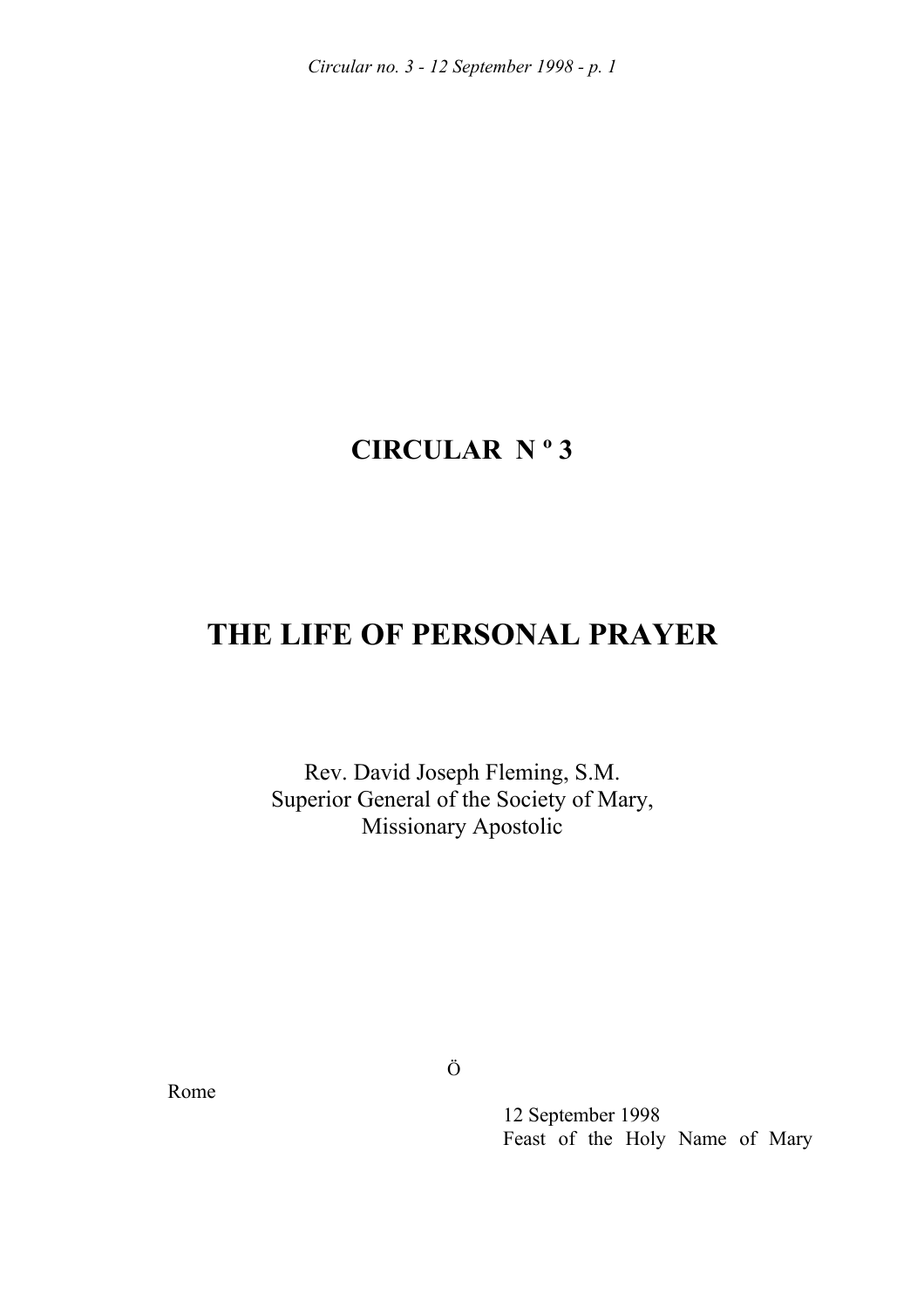# CIRCULAR N º 3

# THE LIFE OF PERSONAL PRAYER

Rev. David Joseph Fleming, S.M.
Superior General of the Society of Mary,
Missionary Apostolic

Ö

Rome

12 September 1998
Feast of the Holy Name of Mary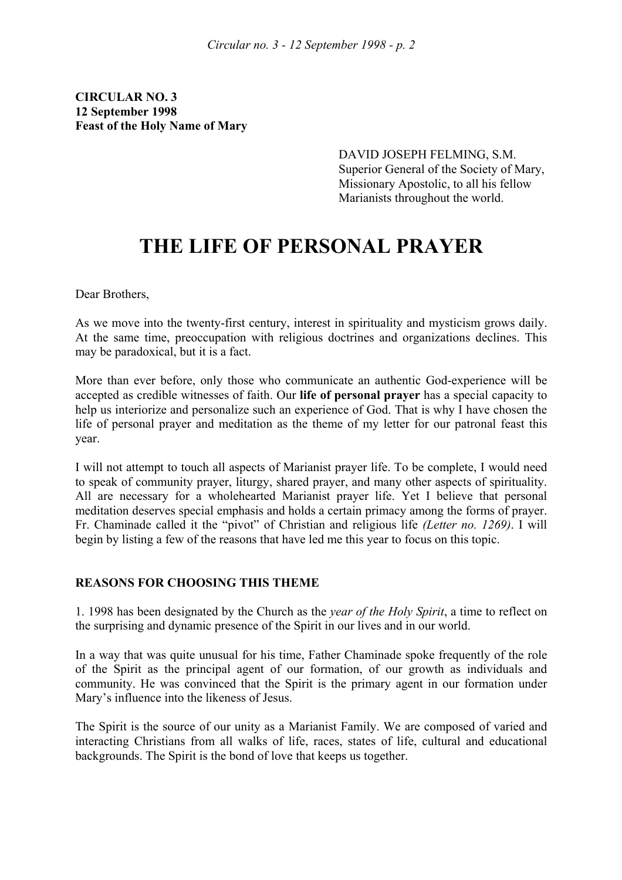**CIRCULAR NO. 3**
**12 September 1998**
**Feast of the Holy Name of Mary**

DAVID JOSEPH FELMING, S.M.
Superior General of the Society of Mary, Missionary Apostolic, to all his fellow Marianists throughout the world.

# THE LIFE OF PERSONAL PRAYER

Dear Brothers,

As we move into the twenty-first century, interest in spirituality and mysticism grows daily. At the same time, preoccupation with religious doctrines and organizations declines. This may be paradoxical, but it is a fact.

More than ever before, only those who communicate an authentic God-experience will be accepted as credible witnesses of faith. Our **life of personal prayer** has a special capacity to help us interiorize and personalize such an experience of God. That is why I have chosen the life of personal prayer and meditation as the theme of my letter for our patronal feast this year.

I will not attempt to touch all aspects of Marianist prayer life. To be complete, I would need to speak of community prayer, liturgy, shared prayer, and many other aspects of spirituality. All are necessary for a wholehearted Marianist prayer life. Yet I believe that personal meditation deserves special emphasis and holds a certain primacy among the forms of prayer. Fr. Chaminade called it the "pivot" of Christian and religious life *(Letter no. 1269)*. I will begin by listing a few of the reasons that have led me this year to focus on this topic.

## REASONS FOR CHOOSING THIS THEME

1. 1998 has been designated by the Church as the *year of the Holy Spirit*, a time to reflect on the surprising and dynamic presence of the Spirit in our lives and in our world.

In a way that was quite unusual for his time, Father Chaminade spoke frequently of the role of the Spirit as the principal agent of our formation, of our growth as individuals and community. He was convinced that the Spirit is the primary agent in our formation under Mary's influence into the likeness of Jesus.

The Spirit is the source of our unity as a Marianist Family. We are composed of varied and interacting Christians from all walks of life, races, states of life, cultural and educational backgrounds. The Spirit is the bond of love that keeps us together.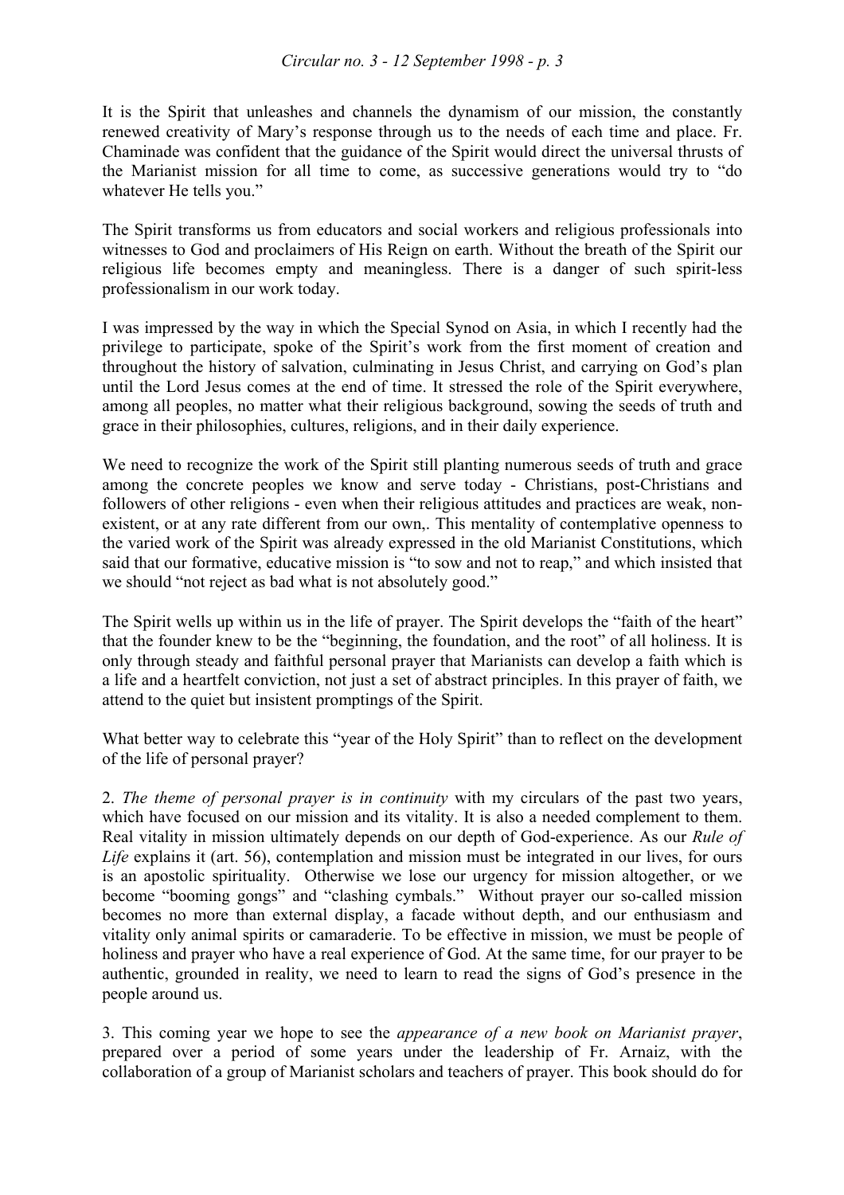It is the Spirit that unleashes and channels the dynamism of our mission, the constantly renewed creativity of Mary's response through us to the needs of each time and place. Fr. Chaminade was confident that the guidance of the Spirit would direct the universal thrusts of the Marianist mission for all time to come, as successive generations would try to "do whatever He tells you."

The Spirit transforms us from educators and social workers and religious professionals into witnesses to God and proclaimers of His Reign on earth. Without the breath of the Spirit our religious life becomes empty and meaningless. There is a danger of such spirit-less professionalism in our work today.

I was impressed by the way in which the Special Synod on Asia, in which I recently had the privilege to participate, spoke of the Spirit's work from the first moment of creation and throughout the history of salvation, culminating in Jesus Christ, and carrying on God's plan until the Lord Jesus comes at the end of time. It stressed the role of the Spirit everywhere, among all peoples, no matter what their religious background, sowing the seeds of truth and grace in their philosophies, cultures, religions, and in their daily experience.

We need to recognize the work of the Spirit still planting numerous seeds of truth and grace among the concrete peoples we know and serve today - Christians, post-Christians and followers of other religions - even when their religious attitudes and practices are weak, non-existent, or at any rate different from our own,. This mentality of contemplative openness to the varied work of the Spirit was already expressed in the old Marianist Constitutions, which said that our formative, educative mission is "to sow and not to reap," and which insisted that we should "not reject as bad what is not absolutely good."

The Spirit wells up within us in the life of prayer. The Spirit develops the "faith of the heart" that the founder knew to be the "beginning, the foundation, and the root" of all holiness. It is only through steady and faithful personal prayer that Marianists can develop a faith which is a life and a heartfelt conviction, not just a set of abstract principles. In this prayer of faith, we attend to the quiet but insistent promptings of the Spirit.

What better way to celebrate this "year of the Holy Spirit" than to reflect on the development of the life of personal prayer?

2. *The theme of personal prayer is in continuity* with my circulars of the past two years, which have focused on our mission and its vitality. It is also a needed complement to them. Real vitality in mission ultimately depends on our depth of God-experience. As our *Rule of Life* explains it (art. 56), contemplation and mission must be integrated in our lives, for ours is an apostolic spirituality. Otherwise we lose our urgency for mission altogether, or we become "booming gongs" and "clashing cymbals." Without prayer our so-called mission becomes no more than external display, a facade without depth, and our enthusiasm and vitality only animal spirits or camaraderie. To be effective in mission, we must be people of holiness and prayer who have a real experience of God. At the same time, for our prayer to be authentic, grounded in reality, we need to learn to read the signs of God's presence in the people around us.

3. This coming year we hope to see the *appearance of a new book on Marianist prayer*, prepared over a period of some years under the leadership of Fr. Arnaiz, with the collaboration of a group of Marianist scholars and teachers of prayer. This book should do for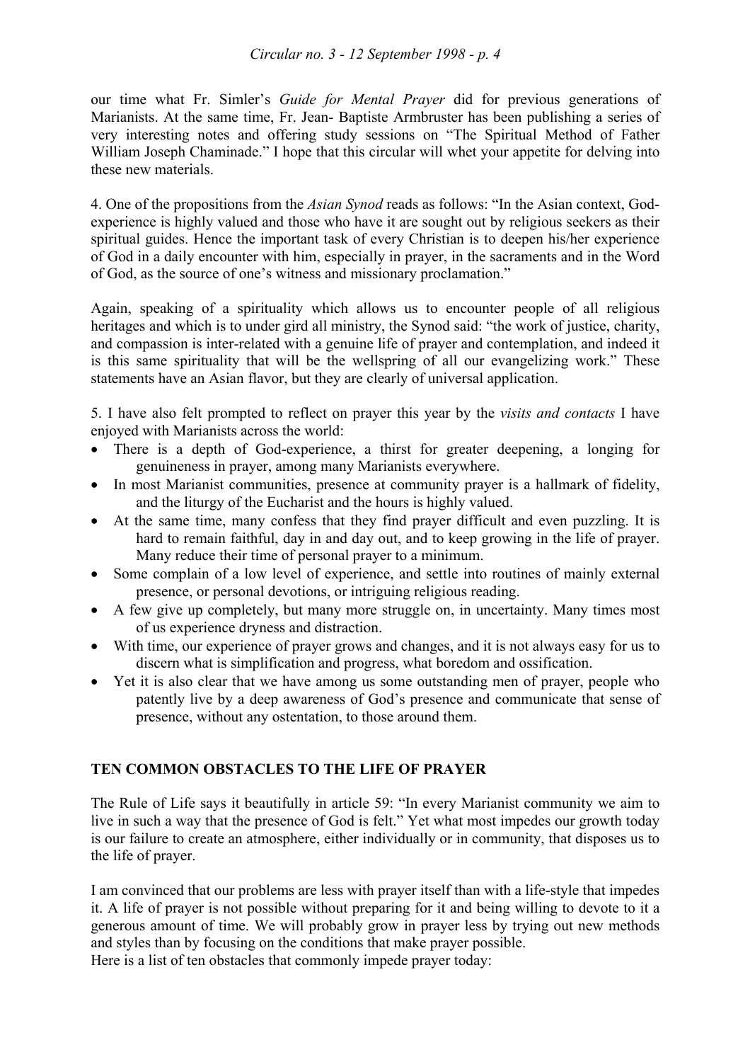our time what Fr. Simler's *Guide for Mental Prayer* did for previous generations of Marianists. At the same time, Fr. Jean- Baptiste Armbruster has been publishing a series of very interesting notes and offering study sessions on "The Spiritual Method of Father William Joseph Chaminade." I hope that this circular will whet your appetite for delving into these new materials.

4. One of the propositions from the *Asian Synod* reads as follows: "In the Asian context, God-experience is highly valued and those who have it are sought out by religious seekers as their spiritual guides. Hence the important task of every Christian is to deepen his/her experience of God in a daily encounter with him, especially in prayer, in the sacraments and in the Word of God, as the source of one's witness and missionary proclamation."

Again, speaking of a spirituality which allows us to encounter people of all religious heritages and which is to under gird all ministry, the Synod said: "the work of justice, charity, and compassion is inter-related with a genuine life of prayer and contemplation, and indeed it is this same spirituality that will be the wellspring of all our evangelizing work." These statements have an Asian flavor, but they are clearly of universal application.

5. I have also felt prompted to reflect on prayer this year by the *visits and contacts* I have enjoyed with Marianists across the world:

- There is a depth of God-experience, a thirst for greater deepening, a longing for genuineness in prayer, among many Marianists everywhere.
- In most Marianist communities, presence at community prayer is a hallmark of fidelity, and the liturgy of the Eucharist and the hours is highly valued.
- At the same time, many confess that they find prayer difficult and even puzzling. It is hard to remain faithful, day in and day out, and to keep growing in the life of prayer. Many reduce their time of personal prayer to a minimum.
- Some complain of a low level of experience, and settle into routines of mainly external presence, or personal devotions, or intriguing religious reading.
- A few give up completely, but many more struggle on, in uncertainty. Many times most of us experience dryness and distraction.
- With time, our experience of prayer grows and changes, and it is not always easy for us to discern what is simplification and progress, what boredom and ossification.
- Yet it is also clear that we have among us some outstanding men of prayer, people who patently live by a deep awareness of God's presence and communicate that sense of presence, without any ostentation, to those around them.

## TEN COMMON OBSTACLES TO THE LIFE OF PRAYER

The Rule of Life says it beautifully in article 59: "In every Marianist community we aim to live in such a way that the presence of God is felt." Yet what most impedes our growth today is our failure to create an atmosphere, either individually or in community, that disposes us to the life of prayer.

I am convinced that our problems are less with prayer itself than with a life-style that impedes it. A life of prayer is not possible without preparing for it and being willing to devote to it a generous amount of time. We will probably grow in prayer less by trying out new methods and styles than by focusing on the conditions that make prayer possible.
Here is a list of ten obstacles that commonly impede prayer today: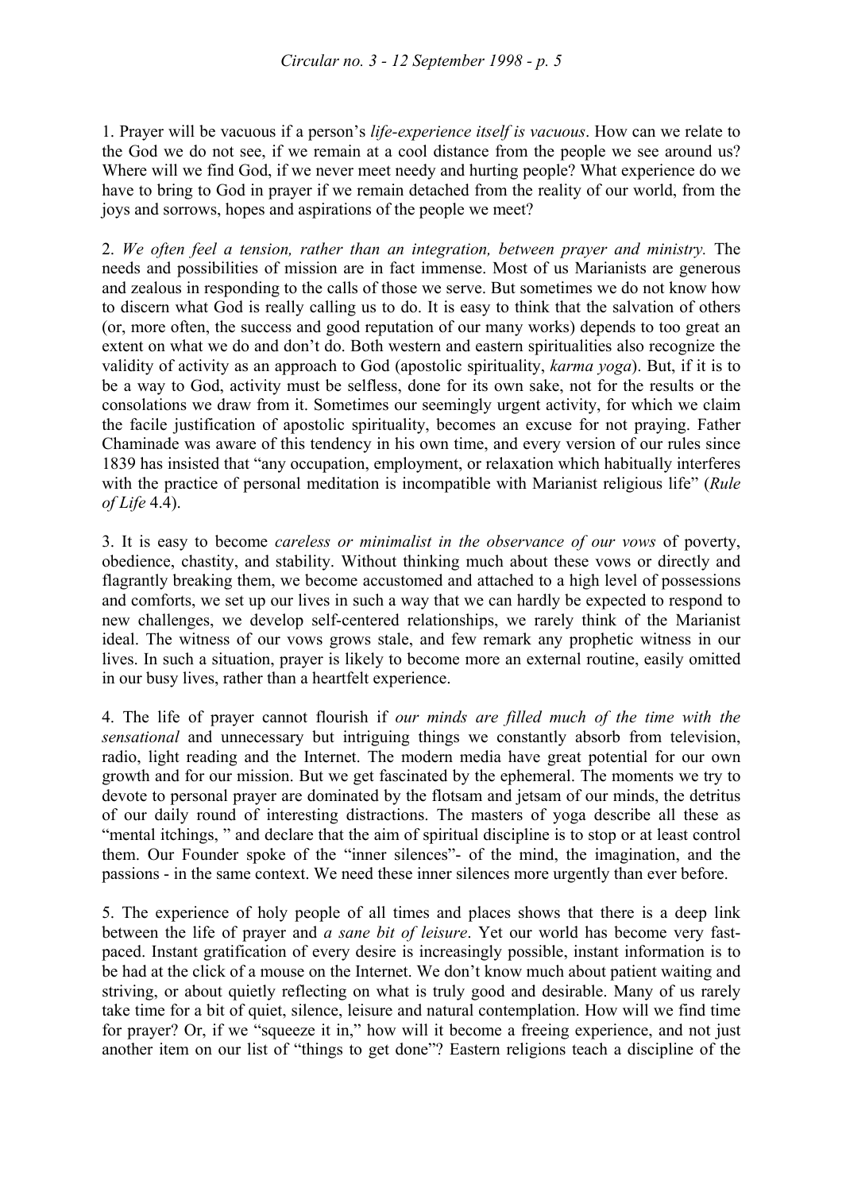1. Prayer will be vacuous if a person's *life-experience itself is vacuous*. How can we relate to the God we do not see, if we remain at a cool distance from the people we see around us? Where will we find God, if we never meet needy and hurting people? What experience do we have to bring to God in prayer if we remain detached from the reality of our world, from the joys and sorrows, hopes and aspirations of the people we meet?

2. *We often feel a tension, rather than an integration, between prayer and ministry.* The needs and possibilities of mission are in fact immense. Most of us Marianists are generous and zealous in responding to the calls of those we serve. But sometimes we do not know how to discern what God is really calling us to do. It is easy to think that the salvation of others (or, more often, the success and good reputation of our many works) depends to too great an extent on what we do and don't do. Both western and eastern spiritualities also recognize the validity of activity as an approach to God (apostolic spirituality, *karma yoga*). But, if it is to be a way to God, activity must be selfless, done for its own sake, not for the results or the consolations we draw from it. Sometimes our seemingly urgent activity, for which we claim the facile justification of apostolic spirituality, becomes an excuse for not praying. Father Chaminade was aware of this tendency in his own time, and every version of our rules since 1839 has insisted that "any occupation, employment, or relaxation which habitually interferes with the practice of personal meditation is incompatible with Marianist religious life" (*Rule of Life* 4.4).

3. It is easy to become *careless or minimalist in the observance of our vows* of poverty, obedience, chastity, and stability. Without thinking much about these vows or directly and flagrantly breaking them, we become accustomed and attached to a high level of possessions and comforts, we set up our lives in such a way that we can hardly be expected to respond to new challenges, we develop self-centered relationships, we rarely think of the Marianist ideal. The witness of our vows grows stale, and few remark any prophetic witness in our lives. In such a situation, prayer is likely to become more an external routine, easily omitted in our busy lives, rather than a heartfelt experience.

4. The life of prayer cannot flourish if *our minds are filled much of the time with the sensational* and unnecessary but intriguing things we constantly absorb from television, radio, light reading and the Internet. The modern media have great potential for our own growth and for our mission. But we get fascinated by the ephemeral. The moments we try to devote to personal prayer are dominated by the flotsam and jetsam of our minds, the detritus of our daily round of interesting distractions. The masters of yoga describe all these as "mental itchings, " and declare that the aim of spiritual discipline is to stop or at least control them. Our Founder spoke of the "inner silences"- of the mind, the imagination, and the passions - in the same context. We need these inner silences more urgently than ever before.

5. The experience of holy people of all times and places shows that there is a deep link between the life of prayer and *a sane bit of leisure*. Yet our world has become very fast-paced. Instant gratification of every desire is increasingly possible, instant information is to be had at the click of a mouse on the Internet. We don't know much about patient waiting and striving, or about quietly reflecting on what is truly good and desirable. Many of us rarely take time for a bit of quiet, silence, leisure and natural contemplation. How will we find time for prayer? Or, if we "squeeze it in," how will it become a freeing experience, and not just another item on our list of "things to get done"? Eastern religions teach a discipline of the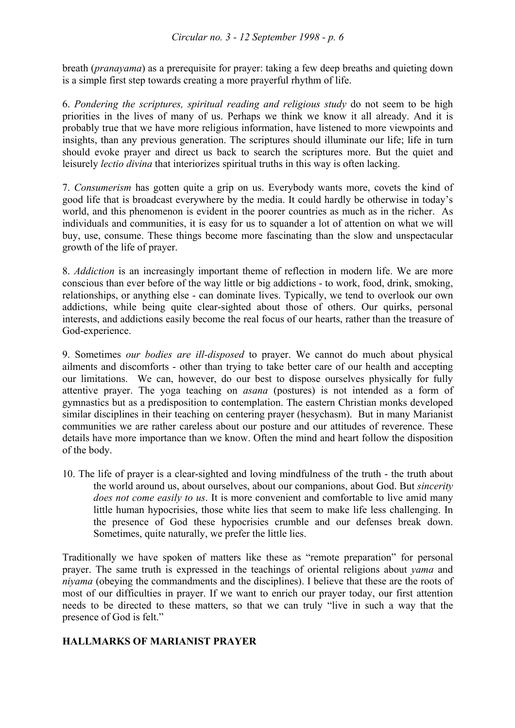breath (*pranayama*) as a prerequisite for prayer: taking a few deep breaths and quieting down is a simple first step towards creating a more prayerful rhythm of life.

6. *Pondering the scriptures, spiritual reading and religious study* do not seem to be high priorities in the lives of many of us. Perhaps we think we know it all already. And it is probably true that we have more religious information, have listened to more viewpoints and insights, than any previous generation. The scriptures should illuminate our life; life in turn should evoke prayer and direct us back to search the scriptures more. But the quiet and leisurely *lectio divina* that interiorizes spiritual truths in this way is often lacking.

7. *Consumerism* has gotten quite a grip on us. Everybody wants more, covets the kind of good life that is broadcast everywhere by the media. It could hardly be otherwise in today's world, and this phenomenon is evident in the poorer countries as much as in the richer. As individuals and communities, it is easy for us to squander a lot of attention on what we will buy, use, consume. These things become more fascinating than the slow and unspectacular growth of the life of prayer.

8. *Addiction* is an increasingly important theme of reflection in modern life. We are more conscious than ever before of the way little or big addictions - to work, food, drink, smoking, relationships, or anything else - can dominate lives. Typically, we tend to overlook our own addictions, while being quite clear-sighted about those of others. Our quirks, personal interests, and addictions easily become the real focus of our hearts, rather than the treasure of God-experience.

9. Sometimes *our bodies are ill-disposed* to prayer. We cannot do much about physical ailments and discomforts - other than trying to take better care of our health and accepting our limitations. We can, however, do our best to dispose ourselves physically for fully attentive prayer. The yoga teaching on *asana* (postures) is not intended as a form of gymnastics but as a predisposition to contemplation. The eastern Christian monks developed similar disciplines in their teaching on centering prayer (hesychasm). But in many Marianist communities we are rather careless about our posture and our attitudes of reverence. These details have more importance than we know. Often the mind and heart follow the disposition of the body.

10. The life of prayer is a clear-sighted and loving mindfulness of the truth - the truth about the world around us, about ourselves, about our companions, about God. But *sincerity does not come easily to us*. It is more convenient and comfortable to live amid many little human hypocrisies, those white lies that seem to make life less challenging. In the presence of God these hypocrisies crumble and our defenses break down. Sometimes, quite naturally, we prefer the little lies.

Traditionally we have spoken of matters like these as "remote preparation" for personal prayer. The same truth is expressed in the teachings of oriental religions about *yama* and *niyama* (obeying the commandments and the disciplines). I believe that these are the roots of most of our difficulties in prayer. If we want to enrich our prayer today, our first attention needs to be directed to these matters, so that we can truly "live in such a way that the presence of God is felt."

## HALLMARKS OF MARIANIST PRAYER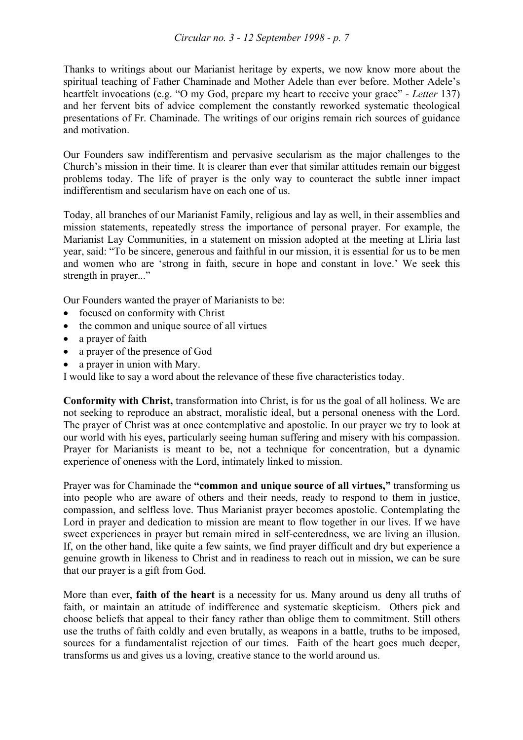Thanks to writings about our Marianist heritage by experts, we now know more about the spiritual teaching of Father Chaminade and Mother Adele than ever before. Mother Adele's heartfelt invocations (e.g. "O my God, prepare my heart to receive your grace" - *Letter* 137) and her fervent bits of advice complement the constantly reworked systematic theological presentations of Fr. Chaminade. The writings of our origins remain rich sources of guidance and motivation.

Our Founders saw indifferentism and pervasive secularism as the major challenges to the Church's mission in their time. It is clearer than ever that similar attitudes remain our biggest problems today. The life of prayer is the only way to counteract the subtle inner impact indifferentism and secularism have on each one of us.

Today, all branches of our Marianist Family, religious and lay as well, in their assemblies and mission statements, repeatedly stress the importance of personal prayer. For example, the Marianist Lay Communities, in a statement on mission adopted at the meeting at Lliria last year, said: "To be sincere, generous and faithful in our mission, it is essential for us to be men and women who are 'strong in faith, secure in hope and constant in love.' We seek this strength in prayer..."

Our Founders wanted the prayer of Marianists to be:

- focused on conformity with Christ
- the common and unique source of all virtues
- a prayer of faith
- a prayer of the presence of God
- a prayer in union with Mary.

I would like to say a word about the relevance of these five characteristics today.

**Conformity with Christ,** transformation into Christ, is for us the goal of all holiness. We are not seeking to reproduce an abstract, moralistic ideal, but a personal oneness with the Lord. The prayer of Christ was at once contemplative and apostolic. In our prayer we try to look at our world with his eyes, particularly seeing human suffering and misery with his compassion. Prayer for Marianists is meant to be, not a technique for concentration, but a dynamic experience of oneness with the Lord, intimately linked to mission.

Prayer was for Chaminade the **"common and unique source of all virtues,"** transforming us into people who are aware of others and their needs, ready to respond to them in justice, compassion, and selfless love. Thus Marianist prayer becomes apostolic. Contemplating the Lord in prayer and dedication to mission are meant to flow together in our lives. If we have sweet experiences in prayer but remain mired in self-centeredness, we are living an illusion. If, on the other hand, like quite a few saints, we find prayer difficult and dry but experience a genuine growth in likeness to Christ and in readiness to reach out in mission, we can be sure that our prayer is a gift from God.

More than ever, **faith of the heart** is a necessity for us. Many around us deny all truths of faith, or maintain an attitude of indifference and systematic skepticism. Others pick and choose beliefs that appeal to their fancy rather than oblige them to commitment. Still others use the truths of faith coldly and even brutally, as weapons in a battle, truths to be imposed, sources for a fundamentalist rejection of our times. Faith of the heart goes much deeper, transforms us and gives us a loving, creative stance to the world around us.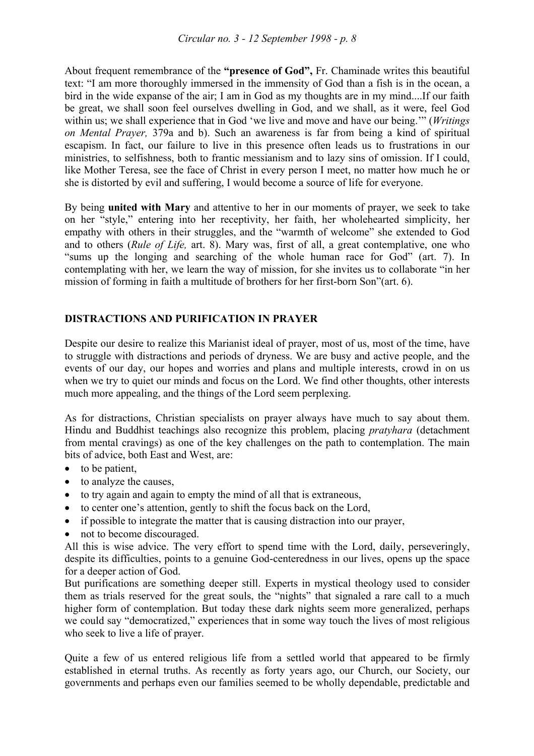About frequent remembrance of the **"presence of God",** Fr. Chaminade writes this beautiful text: "I am more thoroughly immersed in the immensity of God than a fish is in the ocean, a bird in the wide expanse of the air; I am in God as my thoughts are in my mind....If our faith be great, we shall soon feel ourselves dwelling in God, and we shall, as it were, feel God within us; we shall experience that in God 'we live and move and have our being.'" (*Writings on Mental Prayer,* 379a and b). Such an awareness is far from being a kind of spiritual escapism. In fact, our failure to live in this presence often leads us to frustrations in our ministries, to selfishness, both to frantic messianism and to lazy sins of omission. If I could, like Mother Teresa, see the face of Christ in every person I meet, no matter how much he or she is distorted by evil and suffering, I would become a source of life for everyone.

By being **united with Mary** and attentive to her in our moments of prayer, we seek to take on her "style," entering into her receptivity, her faith, her wholehearted simplicity, her empathy with others in their struggles, and the "warmth of welcome" she extended to God and to others (*Rule of Life,* art. 8). Mary was, first of all, a great contemplative, one who "sums up the longing and searching of the whole human race for God" (art. 7). In contemplating with her, we learn the way of mission, for she invites us to collaborate "in her mission of forming in faith a multitude of brothers for her first-born Son"(art. 6).

## DISTRACTIONS AND PURIFICATION IN PRAYER

Despite our desire to realize this Marianist ideal of prayer, most of us, most of the time, have to struggle with distractions and periods of dryness. We are busy and active people, and the events of our day, our hopes and worries and plans and multiple interests, crowd in on us when we try to quiet our minds and focus on the Lord. We find other thoughts, other interests much more appealing, and the things of the Lord seem perplexing.

As for distractions, Christian specialists on prayer always have much to say about them. Hindu and Buddhist teachings also recognize this problem, placing *pratyhara* (detachment from mental cravings) as one of the key challenges on the path to contemplation. The main bits of advice, both East and West, are:

- to be patient,
- to analyze the causes,
- to try again and again to empty the mind of all that is extraneous,
- to center one's attention, gently to shift the focus back on the Lord,
- if possible to integrate the matter that is causing distraction into our prayer,
- not to become discouraged.

All this is wise advice. The very effort to spend time with the Lord, daily, perseveringly, despite its difficulties, points to a genuine God-centeredness in our lives, opens up the space for a deeper action of God.

But purifications are something deeper still. Experts in mystical theology used to consider them as trials reserved for the great souls, the "nights" that signaled a rare call to a much higher form of contemplation. But today these dark nights seem more generalized, perhaps we could say "democratized," experiences that in some way touch the lives of most religious who seek to live a life of prayer.

Quite a few of us entered religious life from a settled world that appeared to be firmly established in eternal truths. As recently as forty years ago, our Church, our Society, our governments and perhaps even our families seemed to be wholly dependable, predictable and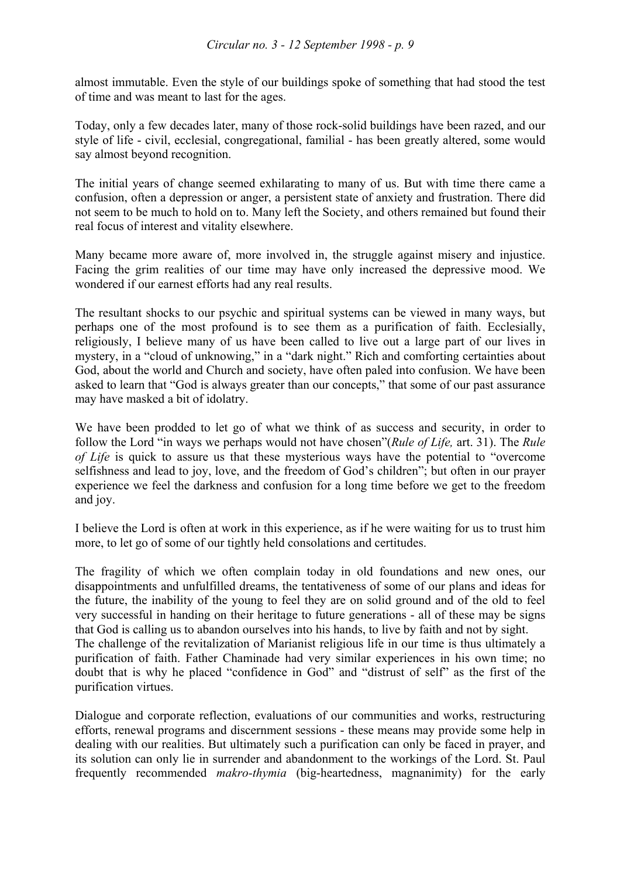almost immutable. Even the style of our buildings spoke of something that had stood the test of time and was meant to last for the ages.

Today, only a few decades later, many of those rock-solid buildings have been razed, and our style of life - civil, ecclesial, congregational, familial - has been greatly altered, some would say almost beyond recognition.

The initial years of change seemed exhilarating to many of us. But with time there came a confusion, often a depression or anger, a persistent state of anxiety and frustration. There did not seem to be much to hold on to. Many left the Society, and others remained but found their real focus of interest and vitality elsewhere.

Many became more aware of, more involved in, the struggle against misery and injustice. Facing the grim realities of our time may have only increased the depressive mood. We wondered if our earnest efforts had any real results.

The resultant shocks to our psychic and spiritual systems can be viewed in many ways, but perhaps one of the most profound is to see them as a purification of faith. Ecclesially, religiously, I believe many of us have been called to live out a large part of our lives in mystery, in a "cloud of unknowing," in a "dark night." Rich and comforting certainties about God, about the world and Church and society, have often paled into confusion. We have been asked to learn that "God is always greater than our concepts," that some of our past assurance may have masked a bit of idolatry.

We have been prodded to let go of what we think of as success and security, in order to follow the Lord "in ways we perhaps would not have chosen"(*Rule of Life,* art. 31). The *Rule of Life* is quick to assure us that these mysterious ways have the potential to "overcome selfishness and lead to joy, love, and the freedom of God's children"; but often in our prayer experience we feel the darkness and confusion for a long time before we get to the freedom and joy.

I believe the Lord is often at work in this experience, as if he were waiting for us to trust him more, to let go of some of our tightly held consolations and certitudes.

The fragility of which we often complain today in old foundations and new ones, our disappointments and unfulfilled dreams, the tentativeness of some of our plans and ideas for the future, the inability of the young to feel they are on solid ground and of the old to feel very successful in handing on their heritage to future generations - all of these may be signs that God is calling us to abandon ourselves into his hands, to live by faith and not by sight.
The challenge of the revitalization of Marianist religious life in our time is thus ultimately a purification of faith. Father Chaminade had very similar experiences in his own time; no doubt that is why he placed "confidence in God" and "distrust of self" as the first of the purification virtues.

Dialogue and corporate reflection, evaluations of our communities and works, restructuring efforts, renewal programs and discernment sessions - these means may provide some help in dealing with our realities. But ultimately such a purification can only be faced in prayer, and its solution can only lie in surrender and abandonment to the workings of the Lord. St. Paul frequently recommended *makro-thymia* (big-heartedness, magnanimity) for the early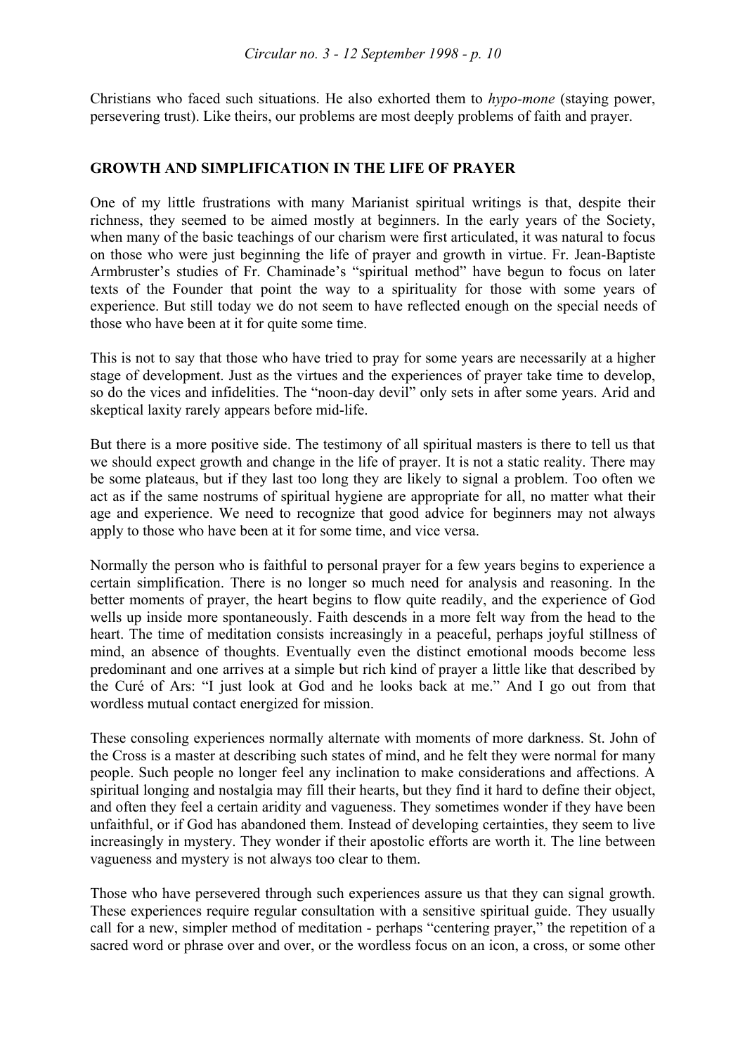Christians who faced such situations. He also exhorted them to *hypo-mone* (staying power, persevering trust). Like theirs, our problems are most deeply problems of faith and prayer.

## GROWTH AND SIMPLIFICATION IN THE LIFE OF PRAYER

One of my little frustrations with many Marianist spiritual writings is that, despite their richness, they seemed to be aimed mostly at beginners. In the early years of the Society, when many of the basic teachings of our charism were first articulated, it was natural to focus on those who were just beginning the life of prayer and growth in virtue. Fr. Jean-Baptiste Armbruster's studies of Fr. Chaminade's "spiritual method" have begun to focus on later texts of the Founder that point the way to a spirituality for those with some years of experience. But still today we do not seem to have reflected enough on the special needs of those who have been at it for quite some time.

This is not to say that those who have tried to pray for some years are necessarily at a higher stage of development. Just as the virtues and the experiences of prayer take time to develop, so do the vices and infidelities. The "noon-day devil" only sets in after some years. Arid and skeptical laxity rarely appears before mid-life.

But there is a more positive side. The testimony of all spiritual masters is there to tell us that we should expect growth and change in the life of prayer. It is not a static reality. There may be some plateaus, but if they last too long they are likely to signal a problem. Too often we act as if the same nostrums of spiritual hygiene are appropriate for all, no matter what their age and experience. We need to recognize that good advice for beginners may not always apply to those who have been at it for some time, and vice versa.

Normally the person who is faithful to personal prayer for a few years begins to experience a certain simplification. There is no longer so much need for analysis and reasoning. In the better moments of prayer, the heart begins to flow quite readily, and the experience of God wells up inside more spontaneously. Faith descends in a more felt way from the head to the heart. The time of meditation consists increasingly in a peaceful, perhaps joyful stillness of mind, an absence of thoughts. Eventually even the distinct emotional moods become less predominant and one arrives at a simple but rich kind of prayer a little like that described by the Curé of Ars: "I just look at God and he looks back at me." And I go out from that wordless mutual contact energized for mission.

These consoling experiences normally alternate with moments of more darkness. St. John of the Cross is a master at describing such states of mind, and he felt they were normal for many people. Such people no longer feel any inclination to make considerations and affections. A spiritual longing and nostalgia may fill their hearts, but they find it hard to define their object, and often they feel a certain aridity and vagueness. They sometimes wonder if they have been unfaithful, or if God has abandoned them. Instead of developing certainties, they seem to live increasingly in mystery. They wonder if their apostolic efforts are worth it. The line between vagueness and mystery is not always too clear to them.

Those who have persevered through such experiences assure us that they can signal growth. These experiences require regular consultation with a sensitive spiritual guide. They usually call for a new, simpler method of meditation - perhaps "centering prayer," the repetition of a sacred word or phrase over and over, or the wordless focus on an icon, a cross, or some other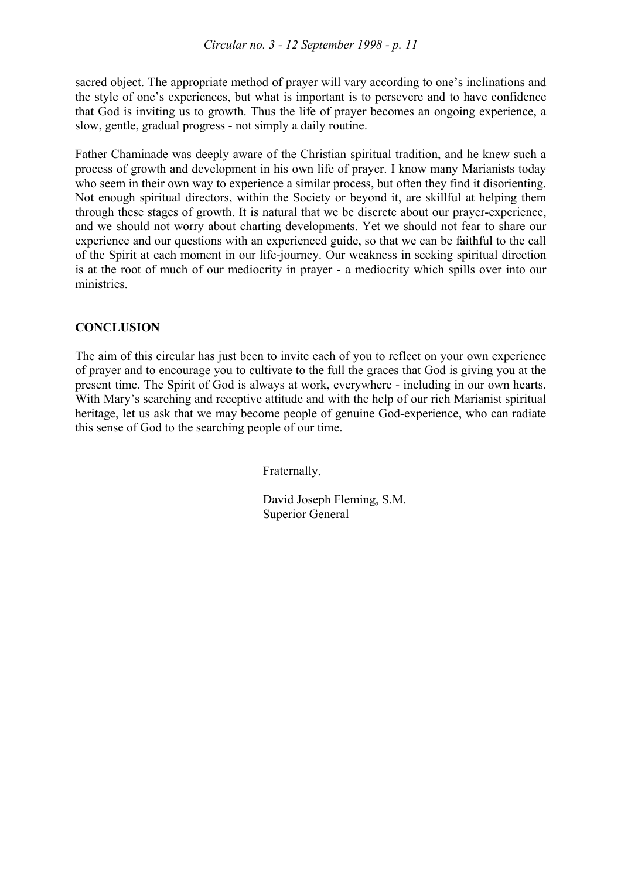sacred object. The appropriate method of prayer will vary according to one's inclinations and the style of one's experiences, but what is important is to persevere and to have confidence that God is inviting us to growth. Thus the life of prayer becomes an ongoing experience, a slow, gentle, gradual progress - not simply a daily routine.

Father Chaminade was deeply aware of the Christian spiritual tradition, and he knew such a process of growth and development in his own life of prayer. I know many Marianists today who seem in their own way to experience a similar process, but often they find it disorienting. Not enough spiritual directors, within the Society or beyond it, are skillful at helping them through these stages of growth. It is natural that we be discrete about our prayer-experience, and we should not worry about charting developments. Yet we should not fear to share our experience and our questions with an experienced guide, so that we can be faithful to the call of the Spirit at each moment in our life-journey. Our weakness in seeking spiritual direction is at the root of much of our mediocrity in prayer - a mediocrity which spills over into our ministries.

## CONCLUSION

The aim of this circular has just been to invite each of you to reflect on your own experience of prayer and to encourage you to cultivate to the full the graces that God is giving you at the present time. The Spirit of God is always at work, everywhere - including in our own hearts. With Mary's searching and receptive attitude and with the help of our rich Marianist spiritual heritage, let us ask that we may become people of genuine God-experience, who can radiate this sense of God to the searching people of our time.

Fraternally,

David Joseph Fleming, S.M.
Superior General